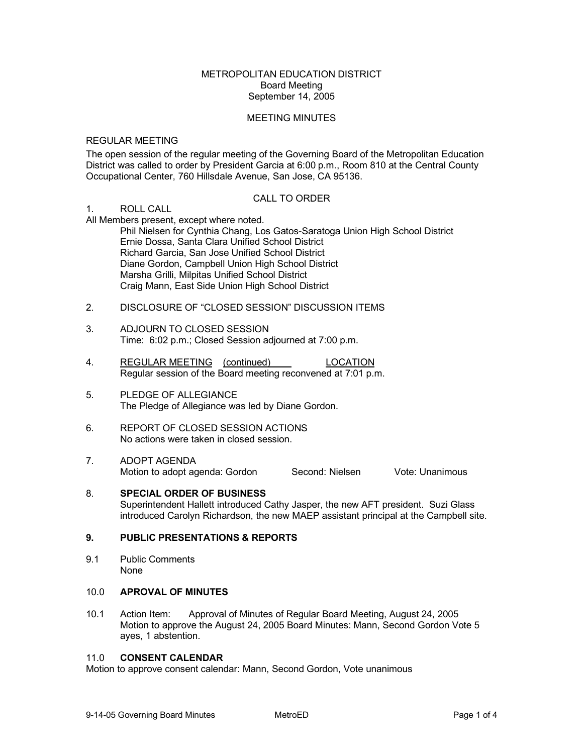METROPOLITAN EDUCATION DISTRICT
Board Meeting
September 14, 2005

MEETING MINUTES

REGULAR MEETING

The open session of the regular meeting of the Governing Board of the Metropolitan Education District was called to order by President Garcia at 6:00 p.m., Room 810 at the Central County Occupational Center, 760 Hillsdale Avenue, San Jose, CA 95136.

CALL TO ORDER

1. ROLL CALL

All Members present, except where noted.

Phil Nielsen for Cynthia Chang, Los Gatos-Saratoga Union High School District
Ernie Dossa, Santa Clara Unified School District
Richard Garcia, San Jose Unified School District
Diane Gordon, Campbell Union High School District
Marsha Grilli, Milpitas Unified School District
Craig Mann, East Side Union High School District

2. DISCLOSURE OF "CLOSED SESSION" DISCUSSION ITEMS

3. ADJOURN TO CLOSED SESSION
Time: 6:02 p.m.; Closed Session adjourned at 7:00 p.m.

4. REGULAR MEETING (continued) LOCATION
Regular session of the Board meeting reconvened at 7:01 p.m.

5. PLEDGE OF ALLEGIANCE
The Pledge of Allegiance was led by Diane Gordon.

6. REPORT OF CLOSED SESSION ACTIONS
No actions were taken in closed session.

7. ADOPT AGENDA
Motion to adopt agenda: Gordon Second: Nielsen Vote: Unanimous

8. **SPECIAL ORDER OF BUSINESS**
Superintendent Hallett introduced Cathy Jasper, the new AFT president. Suzi Glass introduced Carolyn Richardson, the new MAEP assistant principal at the Campbell site.

**9. PUBLIC PRESENTATIONS & REPORTS**

9.1 Public Comments
None

10.0 **APROVAL OF MINUTES**

10.1 Action Item: Approval of Minutes of Regular Board Meeting, August 24, 2005
Motion to approve the August 24, 2005 Board Minutes: Mann, Second Gordon Vote 5 ayes, 1 abstention.

11.0 **CONSENT CALENDAR**

Motion to approve consent calendar: Mann, Second Gordon, Vote unanimous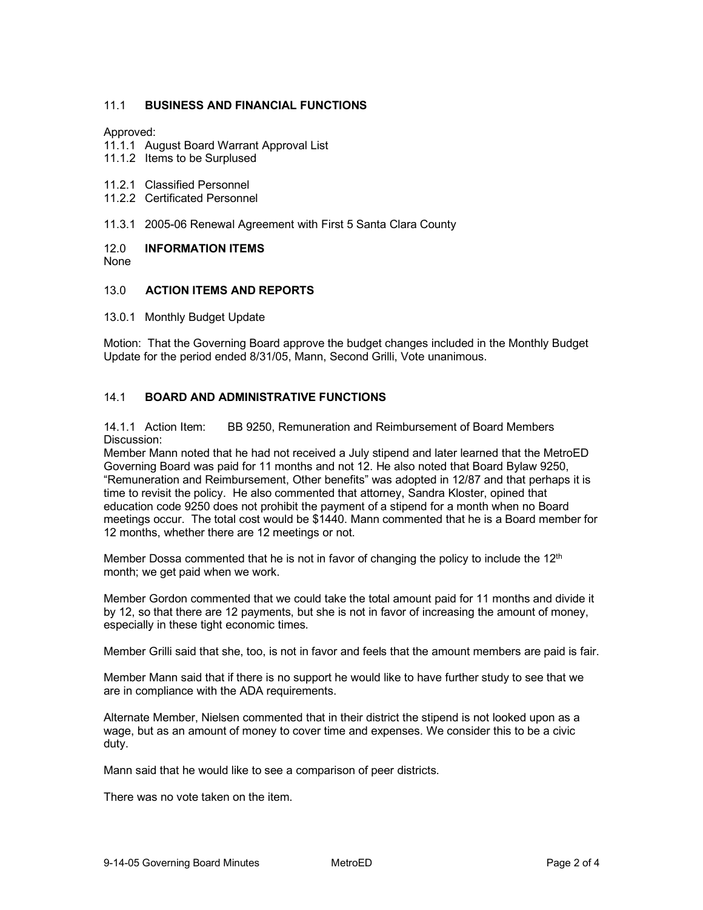## 11.1 **BUSINESS AND FINANCIAL FUNCTIONS**

Approved:
11.1.1 August Board Warrant Approval List
11.1.2 Items to be Surplused

11.2.1 Classified Personnel
11.2.2 Certificated Personnel

11.3.1 2005-06 Renewal Agreement with First 5 Santa Clara County

## 12.0 **INFORMATION ITEMS**

None

## 13.0 **ACTION ITEMS AND REPORTS**

13.0.1 Monthly Budget Update

Motion: That the Governing Board approve the budget changes included in the Monthly Budget Update for the period ended 8/31/05, Mann, Second Grilli, Vote unanimous.

## 14.1 **BOARD AND ADMINISTRATIVE FUNCTIONS**

14.1.1 Action Item: BB 9250, Remuneration and Reimbursement of Board Members
Discussion:
Member Mann noted that he had not received a July stipend and later learned that the MetroED Governing Board was paid for 11 months and not 12. He also noted that Board Bylaw 9250, "Remuneration and Reimbursement, Other benefits" was adopted in 12/87 and that perhaps it is time to revisit the policy. He also commented that attorney, Sandra Kloster, opined that education code 9250 does not prohibit the payment of a stipend for a month when no Board meetings occur. The total cost would be $1440. Mann commented that he is a Board member for 12 months, whether there are 12 meetings or not.

Member Dossa commented that he is not in favor of changing the policy to include the 12th month; we get paid when we work.

Member Gordon commented that we could take the total amount paid for 11 months and divide it by 12, so that there are 12 payments, but she is not in favor of increasing the amount of money, especially in these tight economic times.

Member Grilli said that she, too, is not in favor and feels that the amount members are paid is fair.

Member Mann said that if there is no support he would like to have further study to see that we are in compliance with the ADA requirements.

Alternate Member, Nielsen commented that in their district the stipend is not looked upon as a wage, but as an amount of money to cover time and expenses. We consider this to be a civic duty.

Mann said that he would like to see a comparison of peer districts.

There was no vote taken on the item.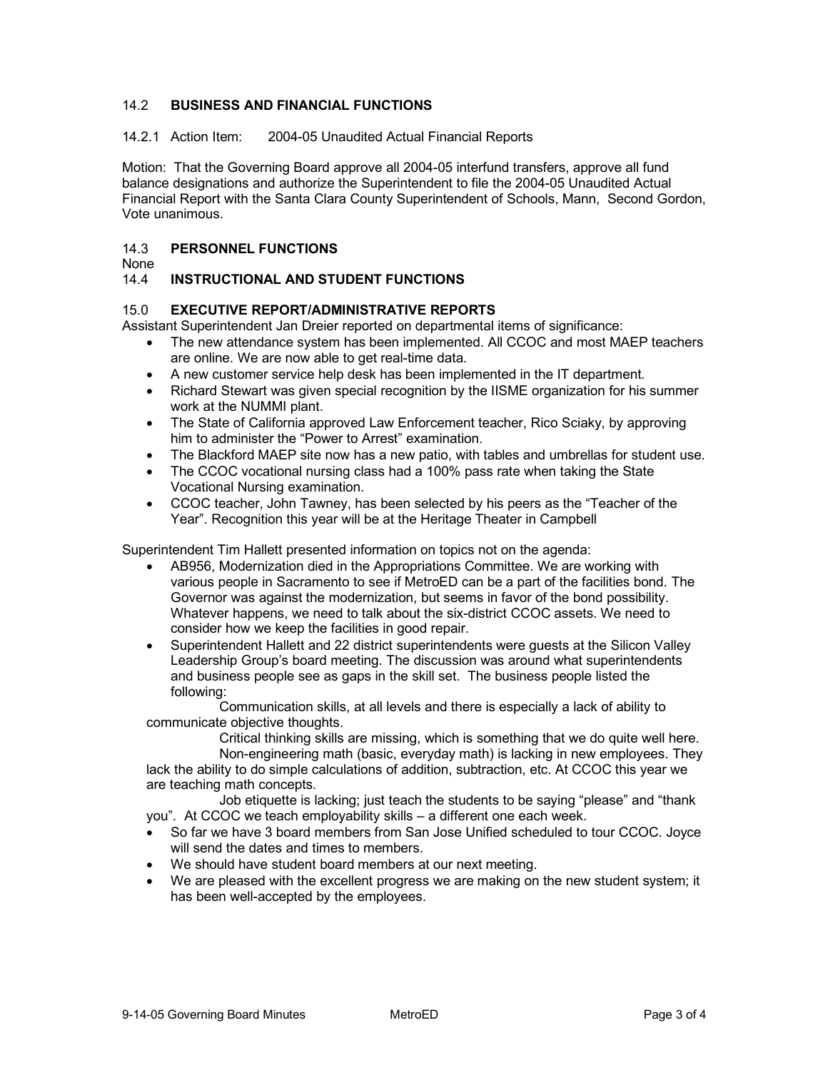## 14.2 BUSINESS AND FINANCIAL FUNCTIONS

14.2.1 Action Item: 2004-05 Unaudited Actual Financial Reports

Motion: That the Governing Board approve all 2004-05 interfund transfers, approve all fund balance designations and authorize the Superintendent to file the 2004-05 Unaudited Actual Financial Report with the Santa Clara County Superintendent of Schools, Mann, Second Gordon, Vote unanimous.

## 14.3 PERSONNEL FUNCTIONS

None

## 14.4 INSTRUCTIONAL AND STUDENT FUNCTIONS

## 15.0 EXECUTIVE REPORT/ADMINISTRATIVE REPORTS

Assistant Superintendent Jan Dreier reported on departmental items of significance:

- The new attendance system has been implemented. All CCOC and most MAEP teachers are online. We are now able to get real-time data.
- A new customer service help desk has been implemented in the IT department.
- Richard Stewart was given special recognition by the IISME organization for his summer work at the NUMMI plant.
- The State of California approved Law Enforcement teacher, Rico Sciaky, by approving him to administer the "Power to Arrest" examination.
- The Blackford MAEP site now has a new patio, with tables and umbrellas for student use.
- The CCOC vocational nursing class had a 100% pass rate when taking the State Vocational Nursing examination.
- CCOC teacher, John Tawney, has been selected by his peers as the "Teacher of the Year". Recognition this year will be at the Heritage Theater in Campbell

Superintendent Tim Hallett presented information on topics not on the agenda:

- AB956, Modernization died in the Appropriations Committee. We are working with various people in Sacramento to see if MetroED can be a part of the facilities bond. The Governor was against the modernization, but seems in favor of the bond possibility. Whatever happens, we need to talk about the six-district CCOC assets. We need to consider how we keep the facilities in good repair.
- Superintendent Hallett and 22 district superintendents were guests at the Silicon Valley Leadership Group's board meeting. The discussion was around what superintendents and business people see as gaps in the skill set. The business people listed the following:

    Communication skills, at all levels and there is especially a lack of ability to communicate objective thoughts.

    Critical thinking skills are missing, which is something that we do quite well here.

    Non-engineering math (basic, everyday math) is lacking in new employees. They lack the ability to do simple calculations of addition, subtraction, etc. At CCOC this year we are teaching math concepts.

    Job etiquette is lacking; just teach the students to be saying "please" and "thank you". At CCOC we teach employability skills – a different one each week.

- So far we have 3 board members from San Jose Unified scheduled to tour CCOC. Joyce will send the dates and times to members.
- We should have student board members at our next meeting.
- We are pleased with the excellent progress we are making on the new student system; it has been well-accepted by the employees.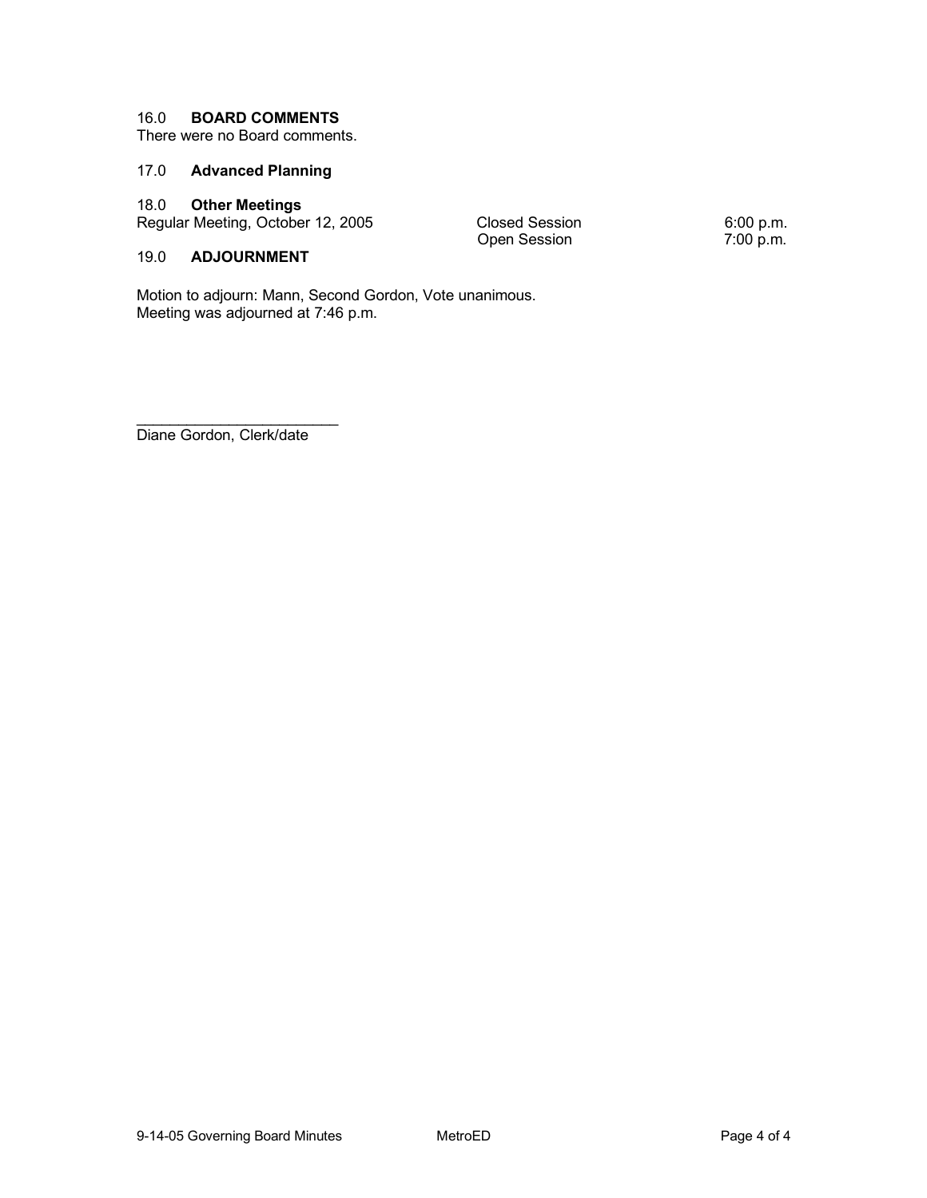## 16.0 **BOARD COMMENTS**

There were no Board comments.

## 17.0 **Advanced Planning**

## 18.0 **Other Meetings**

| | | |
|---|---|---|
| Regular Meeting, October 12, 2005 | Closed Session | 6:00 p.m. |
| | Open Session | 7:00 p.m. |

## 19.0 **ADJOURNMENT**

Motion to adjourn: Mann, Second Gordon, Vote unanimous.
Meeting was adjourned at 7:46 p.m.

________________________
Diane Gordon, Clerk/date